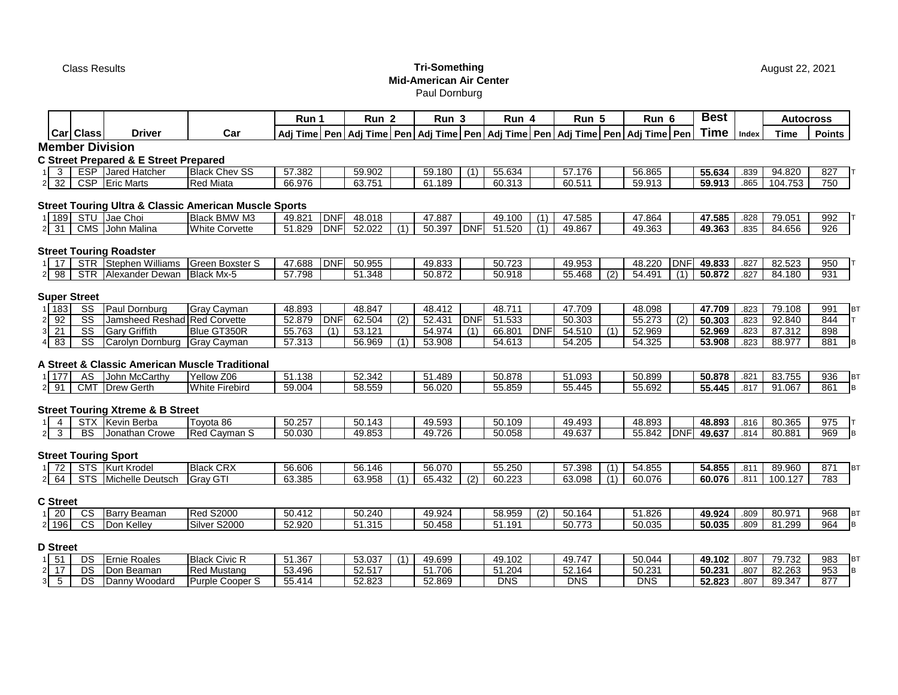Class Results

**Tri-Something**
**Mid-American Air Center**
Paul Dornburg

August 22, 2021

| | Car | Class | Driver | Car | Run 1 Adj Time | Pen | Run 2 Adj Time | Pen | Run 3 Adj Time | Pen | Run 4 Adj Time | Pen | Run 5 Adj Time | Pen | Run 6 Adj Time | Pen | Best Time | Index | Autocross Time | Autocross Points | |
|---|---|---|---|---|---|---|---|---|---|---|---|---|---|---|---|---|---|---|---|---|---|
| **Member Division** | | | | | | | | | | | | | | | | | | | | | |
| **C Street Prepared & E Street Prepared** | | | | | | | | | | | | | | | | | | | | | |
| 1 | 3 | ESP | Jared Hatcher | Black Chev SS | 57.382 | | 59.902 | | 59.180 | (1) | 55.634 | | 57.176 | | 56.865 | | **55.634** | .839 | 94.820 | 827 | T |
| 2 | 32 | CSP | Eric Marts | Red Miata | 66.976 | | 63.751 | | 61.189 | | 60.313 | | 60.511 | | 59.913 | | **59.913** | .865 | 104.753 | 750 | |
| **Street Touring Ultra & Classic American Muscle Sports** | | | | | | | | | | | | | | | | | | | | | |
| 1 | 189 | STU | Jae Choi | Black BMW M3 | 49.821 | DNF | 48.018 | | 47.887 | | 49.100 | (1) | 47.585 | | 47.864 | | **47.585** | .828 | 79.051 | 992 | T |
| 2 | 31 | CMS | John Malina | White Corvette | 51.829 | DNF | 52.022 | (1) | 50.397 | DNF | 51.520 | (1) | 49.867 | | 49.363 | | **49.363** | .835 | 84.656 | 926 | |
| **Street Touring Roadster** | | | | | | | | | | | | | | | | | | | | | |
| 1 | 17 | STR | Stephen Williams | Green Boxster S | 47.688 | DNF | 50.955 | | 49.833 | | 50.723 | | 49.953 | | 48.220 | DNF | **49.833** | .827 | 82.523 | 950 | T |
| 2 | 98 | STR | Alexander Dewan | Black Mx-5 | 57.798 | | 51.348 | | 50.872 | | 50.918 | | 55.468 | (2) | 54.491 | (1) | **50.872** | .827 | 84.180 | 931 | |
| **Super Street** | | | | | | | | | | | | | | | | | | | | | |
| 1 | 183 | SS | Paul Dornburg | Gray Cayman | 48.893 | | 48.847 | | 48.412 | | 48.711 | | 47.709 | | 48.098 | | **47.709** | .823 | 79.108 | 991 | BT |
| 2 | 92 | SS | Jamsheed Reshad | Red Corvette | 52.879 | DNF | 62.504 | (2) | 52.431 | DNF | 51.533 | | 50.303 | | 55.273 | (2) | **50.303** | .823 | 92.840 | 844 | T |
| 3 | 21 | SS | Gary Griffith | Blue GT350R | 55.763 | (1) | 53.121 | | 54.974 | (1) | 66.801 | DNF | 54.510 | (1) | 52.969 | | **52.969** | .823 | 87.312 | 898 | |
| 4 | 83 | SS | Carolyn Dornburg | Gray Cayman | 57.313 | | 56.969 | (1) | 53.908 | | 54.613 | | 54.205 | | 54.325 | | **53.908** | .823 | 88.977 | 881 | B |
| **A Street & Classic American Muscle Traditional** | | | | | | | | | | | | | | | | | | | | | |
| 1 | 177 | AS | John McCarthy | Yellow Z06 | 51.138 | | 52.342 | | 51.489 | | 50.878 | | 51.093 | | 50.899 | | **50.878** | .821 | 83.755 | 936 | BT |
| 2 | 91 | CMT | Drew Gerth | White Firebird | 59.004 | | 58.559 | | 56.020 | | 55.859 | | 55.445 | | 55.692 | | **55.445** | .817 | 91.067 | 861 | B |
| **Street Touring Xtreme & B Street** | | | | | | | | | | | | | | | | | | | | | |
| 1 | 4 | STX | Kevin Berba | Toyota 86 | 50.257 | | 50.143 | | 49.593 | | 50.109 | | 49.493 | | 48.893 | | **48.893** | .816 | 80.365 | 975 | T |
| 2 | 3 | BS | Jonathan Crowe | Red Cayman S | 50.030 | | 49.853 | | 49.726 | | 50.058 | | 49.637 | | 55.842 | DNF | **49.637** | .814 | 80.881 | 969 | B |
| **Street Touring Sport** | | | | | | | | | | | | | | | | | | | | | |
| 1 | 72 | STS | Kurt Krodel | Black CRX | 56.606 | | 56.146 | | 56.070 | | 55.250 | | 57.398 | (1) | 54.855 | | **54.855** | .811 | 89.960 | 871 | BT |
| 2 | 64 | STS | Michelle Deutsch | Gray GTI | 63.385 | | 63.958 | (1) | 65.432 | (2) | 60.223 | | 63.098 | (1) | 60.076 | | **60.076** | .811 | 100.127 | 783 | |
| **C Street** | | | | | | | | | | | | | | | | | | | | | |
| 1 | 20 | CS | Barry Beaman | Red S2000 | 50.412 | | 50.240 | | 49.924 | | 58.959 | (2) | 50.164 | | 51.826 | | **49.924** | .809 | 80.971 | 968 | BT |
| 2 | 196 | CS | Don Kelley | Silver S2000 | 52.920 | | 51.315 | | 50.458 | | 51.191 | | 50.773 | | 50.035 | | **50.035** | .809 | 81.299 | 964 | B |
| **D Street** | | | | | | | | | | | | | | | | | | | | | |
| 1 | 51 | DS | Ernie Roales | Black Civic R | 51.367 | | 53.037 | (1) | 49.699 | | 49.102 | | 49.747 | | 50.044 | | **49.102** | .807 | 79.732 | 983 | BT |
| 2 | 17 | DS | Don Beaman | Red Mustang | 53.496 | | 52.517 | | 51.706 | | 51.204 | | 52.164 | | 50.231 | | **50.231** | .807 | 82.263 | 953 | B |
| 3 | 5 | DS | Danny Woodard | Purple Cooper S | 55.414 | | 52.823 | | 52.869 | | DNS | | DNS | | DNS | | **52.823** | .807 | 89.347 | 877 | |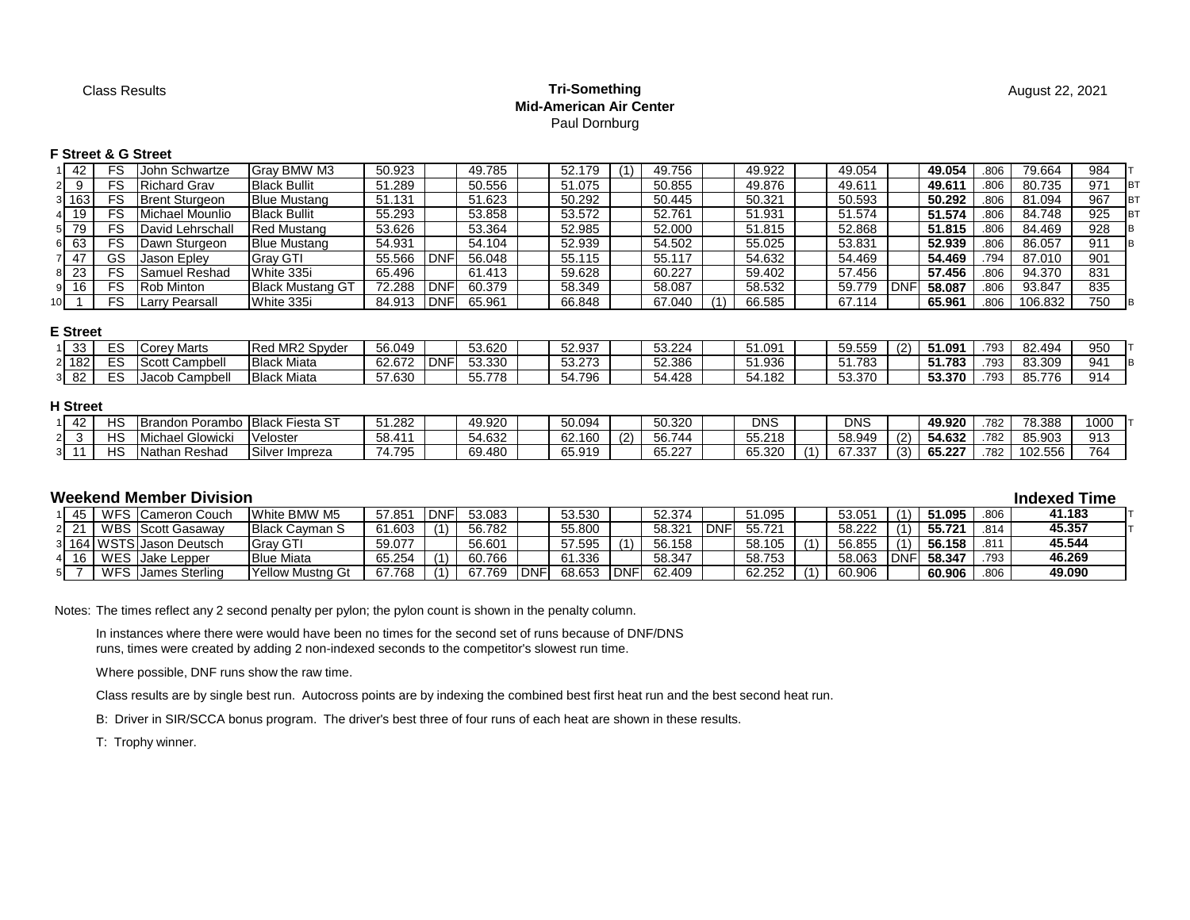Class Results

**Tri-Something**
**Mid-American Air Center**
Paul Dornburg

August 22, 2021

**F Street & G Street**

| | | | | | | | | | | | | | | | | | | | | | |
|---|---|---|---|---|---|---|---|---|---|---|---|---|---|---|---|---|---|---|---|---|---|
| 1 | 42 | FS | John Schwartze | Gray BMW M3 | 50.923 | | 49.785 | | 52.179 | (1) | 49.756 | | 49.922 | | 49.054 | | **49.054** | .806 | 79.664 | 984 | T |
| 2 | 9 | FS | Richard Grav | Black Bullit | 51.289 | | 50.556 | | 51.075 | | 50.855 | | 49.876 | | 49.611 | | **49.611** | .806 | 80.735 | 971 | BT |
| 3 | 163 | FS | Brent Sturgeon | Blue Mustang | 51.131 | | 51.623 | | 50.292 | | 50.445 | | 50.321 | | 50.593 | | **50.292** | .806 | 81.094 | 967 | BT |
| 4 | 19 | FS | Michael Mounlio | Black Bullit | 55.293 | | 53.858 | | 53.572 | | 52.761 | | 51.931 | | 51.574 | | **51.574** | .806 | 84.748 | 925 | BT |
| 5 | 79 | FS | David Lehrschall | Red Mustang | 53.626 | | 53.364 | | 52.985 | | 52.000 | | 51.815 | | 52.868 | | **51.815** | .806 | 84.469 | 928 | B |
| 6 | 63 | FS | Dawn Sturgeon | Blue Mustang | 54.931 | | 54.104 | | 52.939 | | 54.502 | | 55.025 | | 53.831 | | **52.939** | .806 | 86.057 | 911 | B |
| 7 | 47 | GS | Jason Epley | Gray GTI | 55.566 | DNF | 56.048 | | 55.115 | | 55.117 | | 54.632 | | 54.469 | | **54.469** | .794 | 87.010 | 901 | |
| 8 | 23 | FS | Samuel Reshad | White 335i | 65.496 | | 61.413 | | 59.628 | | 60.227 | | 59.402 | | 57.456 | | **57.456** | .806 | 94.370 | 831 | |
| 9 | 16 | FS | Rob Minton | Black Mustang GT | 72.288 | DNF | 60.379 | | 58.349 | | 58.087 | | 58.532 | | 59.779 | DNF | **58.087** | .806 | 93.847 | 835 | |
| 10 | 1 | FS | Larry Pearsall | White 335i | 84.913 | DNF | 65.961 | | 66.848 | | 67.040 | (1) | 66.585 | | 67.114 | | **65.961** | .806 | 106.832 | 750 | B |

**E Street**

| | | | | | | | | | | | | | | | | | | | | | |
|---|---|---|---|---|---|---|---|---|---|---|---|---|---|---|---|---|---|---|---|---|---|
| 1 | 33 | ES | Corey Marts | Red MR2 Spyder | 56.049 | | 53.620 | | 52.937 | | 53.224 | | 51.091 | | 59.559 | (2) | **51.091** | .793 | 82.494 | 950 | T |
| 2 | 182 | ES | Scott Campbell | Black Miata | 62.672 | DNF | 53.330 | | 53.273 | | 52.386 | | 51.936 | | 51.783 | | **51.783** | .793 | 83.309 | 941 | B |
| 3 | 82 | ES | Jacob Campbell | Black Miata | 57.630 | | 55.778 | | 54.796 | | 54.428 | | 54.182 | | 53.370 | | **53.370** | .793 | 85.776 | 914 | |

**H Street**

| | | | | | | | | | | | | | | | | | | | | | |
|---|---|---|---|---|---|---|---|---|---|---|---|---|---|---|---|---|---|---|---|---|---|
| 1 | 42 | HS | Brandon Porambo | Black Fiesta ST | 51.282 | | 49.920 | | 50.094 | | 50.320 | | DNS | | DNS | | **49.920** | .782 | 78.388 | 1000 | T |
| 2 | 3 | HS | Michael Glowicki | Veloster | 58.411 | | 54.632 | | 62.160 | (2) | 56.744 | | 55.218 | | 58.949 | (2) | **54.632** | .782 | 85.903 | 913 | |
| 3 | 11 | HS | Nathan Reshad | Silver Impreza | 74.795 | | 69.480 | | 65.919 | | 65.227 | | 65.320 | (1) | 67.337 | (3) | **65.227** | .782 | 102.556 | 764 | |

**Weekend Member Division**

| | | | | | | | | | | | | | | | | | | | | |
|---|---|---|---|---|---|---|---|---|---|---|---|---|---|---|---|---|---|---|---|---|
| | | | | | | | | | | | | | | | | | | | **Indexed Time** | |
| 1 | 45 | WFS | Cameron Couch | White BMW M5 | 57.851 | DNF | 53.083 | | 53.530 | | 52.374 | | 51.095 | | 53.051 | (1) | **51.095** | .806 | **41.183** | T |
| 2 | 21 | WBS | Scott Gasaway | Black Cayman S | 61.603 | (1) | 56.782 | | 55.800 | | 58.321 | DNF | 55.721 | | 58.222 | (1) | **55.721** | .814 | **45.357** | T |
| 3 | 164 | WSTS | Jason Deutsch | Gray GTI | 59.077 | | 56.601 | | 57.595 | (1) | 56.158 | | 58.105 | (1) | 56.855 | (1) | **56.158** | .811 | **45.544** | |
| 4 | 16 | WES | Jake Lepper | Blue Miata | 65.254 | (1) | 60.766 | | 61.336 | | 58.347 | | 58.753 | | 58.063 | DNF | **58.347** | .793 | **46.269** | |
| 5 | 7 | WFS | James Sterling | Yellow Mustng Gt | 67.768 | (1) | 67.769 | DNF | 68.653 | DNF | 62.409 | | 62.252 | (1) | 60.906 | | **60.906** | .806 | **49.090** | |

Notes: The times reflect any 2 second penalty per pylon; the pylon count is shown in the penalty column.

In instances where there were would have been no times for the second set of runs because of DNF/DNS runs, times were created by adding 2 non-indexed seconds to the competitor's slowest run time.

Where possible, DNF runs show the raw time.

Class results are by single best run. Autocross points are by indexing the combined best first heat run and the best second heat run.

B: Driver in SIR/SCCA bonus program. The driver's best three of four runs of each heat are shown in these results.

T: Trophy winner.